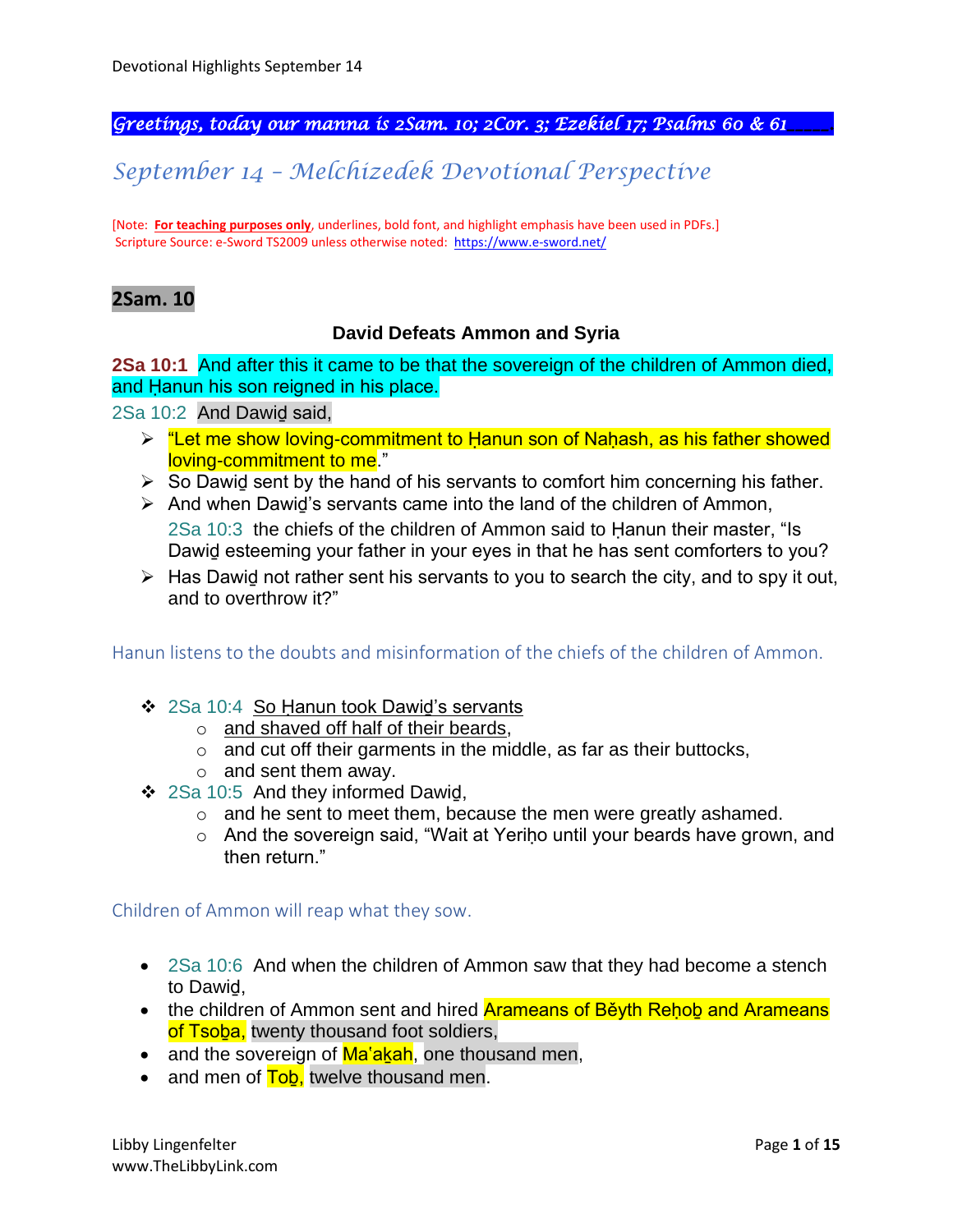Devotional Highlights September 14

***Greetings, today our manna is 2Sam. 10; 2Cor. 3; Ezekiel 17; Psalms 60 & 61*****____**

## *September 14 – Melchizedek Devotional Perspective*

[Note: **For teaching purposes only**, underlines, bold font, and highlight emphasis have been used in PDFs.]
Scripture Source: e-Sword TS2009 unless otherwise noted: https://www.e-sword.net/

## 2Sam. 10

### David Defeats Ammon and Syria

**2Sa 10:1** And after this it came to be that the sovereign of the children of Ammon died, and Ḥanun his son reigned in his place.

2Sa 10:2 And Dawiḏ said,

- "Let me show loving-commitment to Ḥanun son of Naḥash, as his father showed loving-commitment to me."
- So Dawiḏ sent by the hand of his servants to comfort him concerning his father.
- And when Dawiḏ's servants came into the land of the children of Ammon, 2Sa 10:3 the chiefs of the children of Ammon said to Ḥanun their master, "Is Dawiḏ esteeming your father in your eyes in that he has sent comforters to you?
- Has Dawiḏ not rather sent his servants to you to search the city, and to spy it out, and to overthrow it?"

Hanun listens to the doubts and misinformation of the chiefs of the children of Ammon.

- 2Sa 10:4 <u>So Ḥanun took Dawiḏ's servants</u>
  - <u>and shaved off half of their beards</u>,
  - and cut off their garments in the middle, as far as their buttocks,
  - and sent them away.
- 2Sa 10:5 And they informed Dawiḏ,
  - and he sent to meet them, because the men were greatly ashamed.
  - And the sovereign said, "Wait at Yeriḥo until your beards have grown, and then return."

Children of Ammon will reap what they sow.

- 2Sa 10:6 And when the children of Ammon saw that they had become a stench to Dawiḏ,
- the children of Ammon sent and hired Arameans of Bĕyth Reḥoḇ and Arameans of Tsoḇa, twenty thousand foot soldiers,
- and the sovereign of Ma'aḵah, one thousand men,
- and men of Toḇ, twelve thousand men.

Libby Lingenfelter
www.TheLibbyLink.com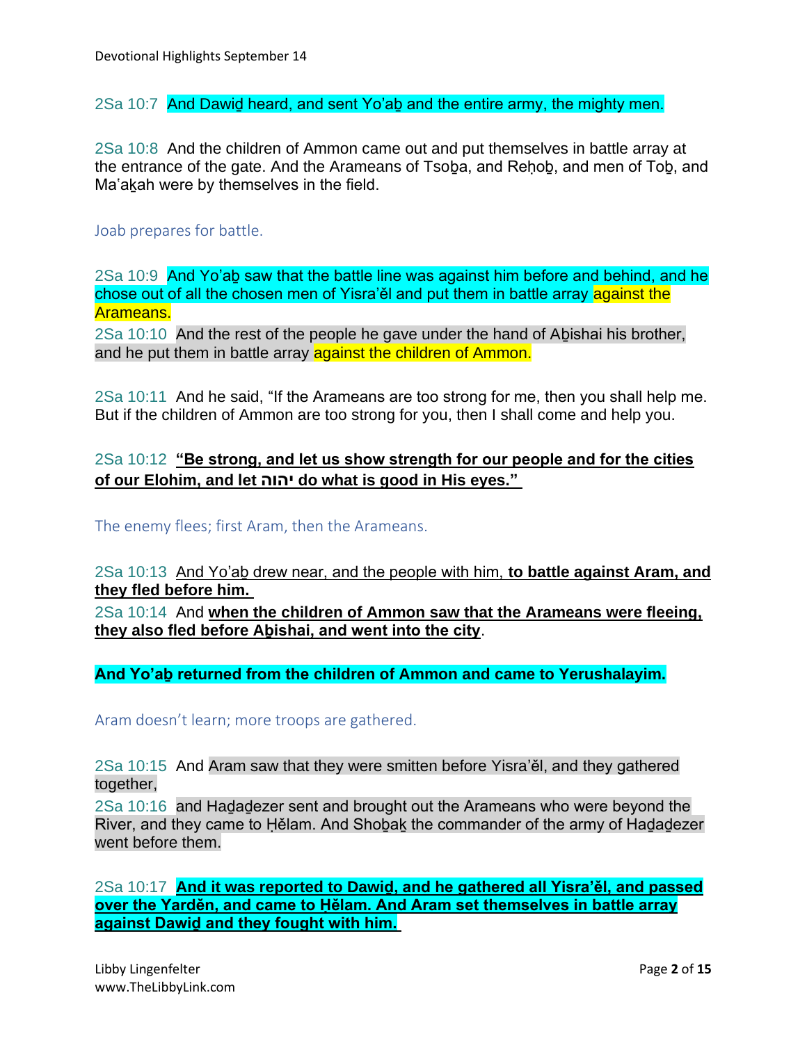2Sa 10:7 And Dawiḏ heard, and sent Yo'aḇ and the entire army, the mighty men.

2Sa 10:8 And the children of Ammon came out and put themselves in battle array at the entrance of the gate. And the Arameans of Tsoḇa, and Reḥoḇ, and men of Toḇ, and Ma'aḵah were by themselves in the field.

Joab prepares for battle.

2Sa 10:9 And Yo'aḇ saw that the battle line was against him before and behind, and he chose out of all the chosen men of Yisra'ěl and put them in battle array against the Arameans.

2Sa 10:10 And the rest of the people he gave under the hand of Aḇishai his brother, and he put them in battle array against the children of Ammon.

2Sa 10:11 And he said, "If the Arameans are too strong for me, then you shall help me. But if the children of Ammon are too strong for you, then I shall come and help you.

2Sa 10:12 **"Be strong, and let us show strength for our people and for the cities of our Elohim, and let יהוה do what is good in His eyes."**

The enemy flees; first Aram, then the Arameans.

2Sa 10:13 And Yo'aḇ drew near, and the people with him, **to battle against Aram, and they fled before him.**

2Sa 10:14 And **when the children of Ammon saw that the Arameans were fleeing, they also fled before Aḇishai, and went into the city**.

**And Yo'aḇ returned from the children of Ammon and came to Yerushalayim.**

Aram doesn't learn; more troops are gathered.

2Sa 10:15 And Aram saw that they were smitten before Yisra'ěl, and they gathered together,

2Sa 10:16 and Haḏaḏezer sent and brought out the Arameans who were beyond the River, and they came to Ḥělam. And Shoḇaḵ the commander of the army of Haḏaḏezer went before them.

2Sa 10:17 **And it was reported to Dawiḏ, and he gathered all Yisra'ěl, and passed over the Yarděn, and came to Ḥělam. And Aram set themselves in battle array against Dawiḏ and they fought with him.**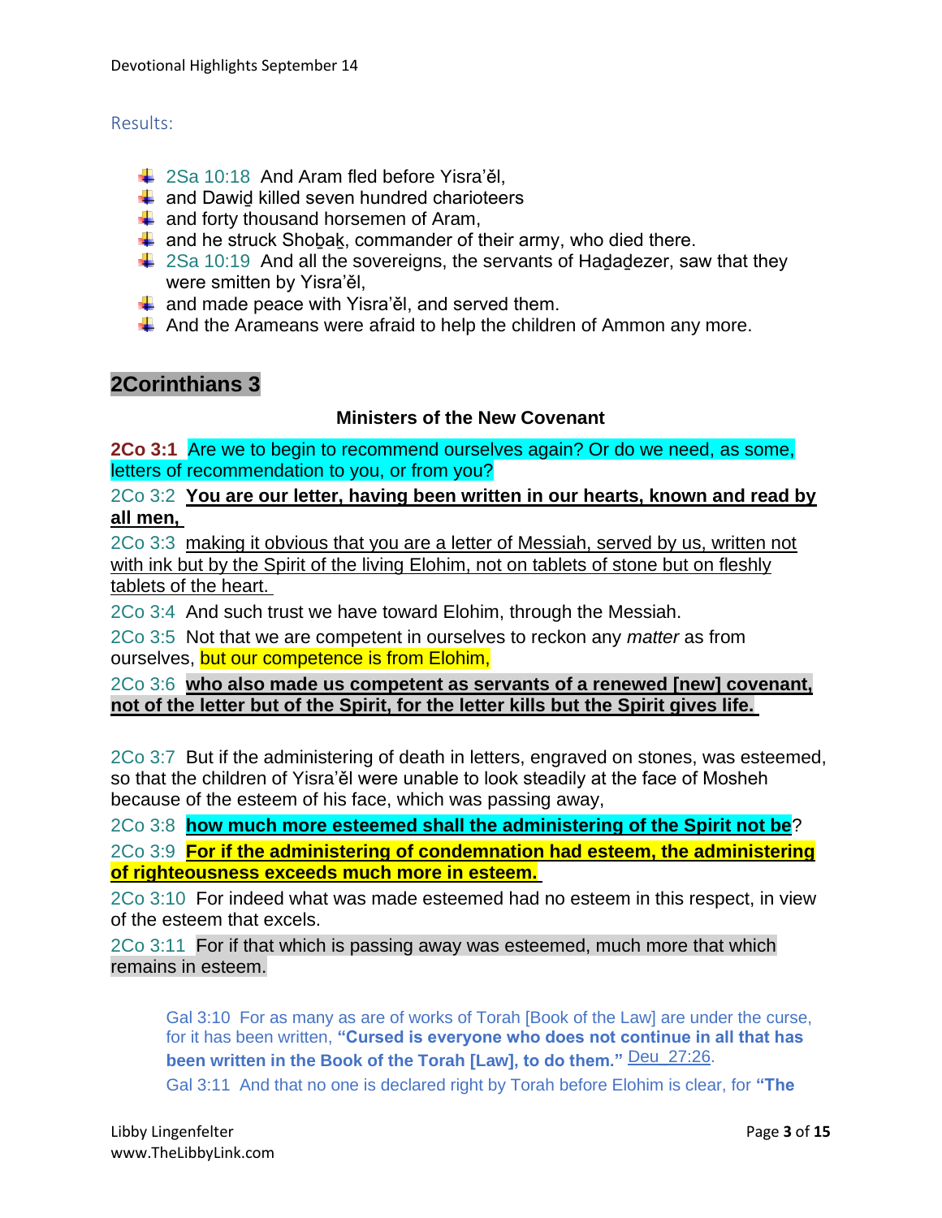Results:

- 2Sa 10:18 And Aram fled before Yisra'ěl,
- and Dawiḏ killed seven hundred charioteers
- and forty thousand horsemen of Aram,
- and he struck Shoḇaḵ, commander of their army, who died there.
- 2Sa 10:19 And all the sovereigns, the servants of Haḏaḏezer, saw that they were smitten by Yisra'ěl,
- and made peace with Yisra'ěl, and served them.
- And the Arameans were afraid to help the children of Ammon any more.

## 2Corinthians 3

### Ministers of the New Covenant

**2Co 3:1** Are we to begin to recommend ourselves again? Or do we need, as some, letters of recommendation to you, or from you?

2Co 3:2 **You are our letter, having been written in our hearts, known and read by all men,**

2Co 3:3 making it obvious that you are a letter of Messiah, served by us, written not with ink but by the Spirit of the living Elohim, not on tablets of stone but on fleshly tablets of the heart.

2Co 3:4 And such trust we have toward Elohim, through the Messiah.

2Co 3:5 Not that we are competent in ourselves to reckon any *matter* as from ourselves, but our competence is from Elohim,

2Co 3:6 **who also made us competent as servants of a renewed [new] covenant, not of the letter but of the Spirit, for the letter kills but the Spirit gives life.**

2Co 3:7 But if the administering of death in letters, engraved on stones, was esteemed, so that the children of Yisra'ěl were unable to look steadily at the face of Mosheh because of the esteem of his face, which was passing away,

2Co 3:8 **how much more esteemed shall the administering of the Spirit not be**?

2Co 3:9 **For if the administering of condemnation had esteem, the administering of righteousness exceeds much more in esteem.**

2Co 3:10 For indeed what was made esteemed had no esteem in this respect, in view of the esteem that excels.

2Co 3:11 For if that which is passing away was esteemed, much more that which remains in esteem.

> Gal 3:10 For as many as are of works of Torah [Book of the Law] are under the curse, for it has been written, **"Cursed is everyone who does not continue in all that has been written in the Book of the Torah [Law], to do them."** Deu 27:26.
>
> Gal 3:11 And that no one is declared right by Torah before Elohim is clear, for **"The**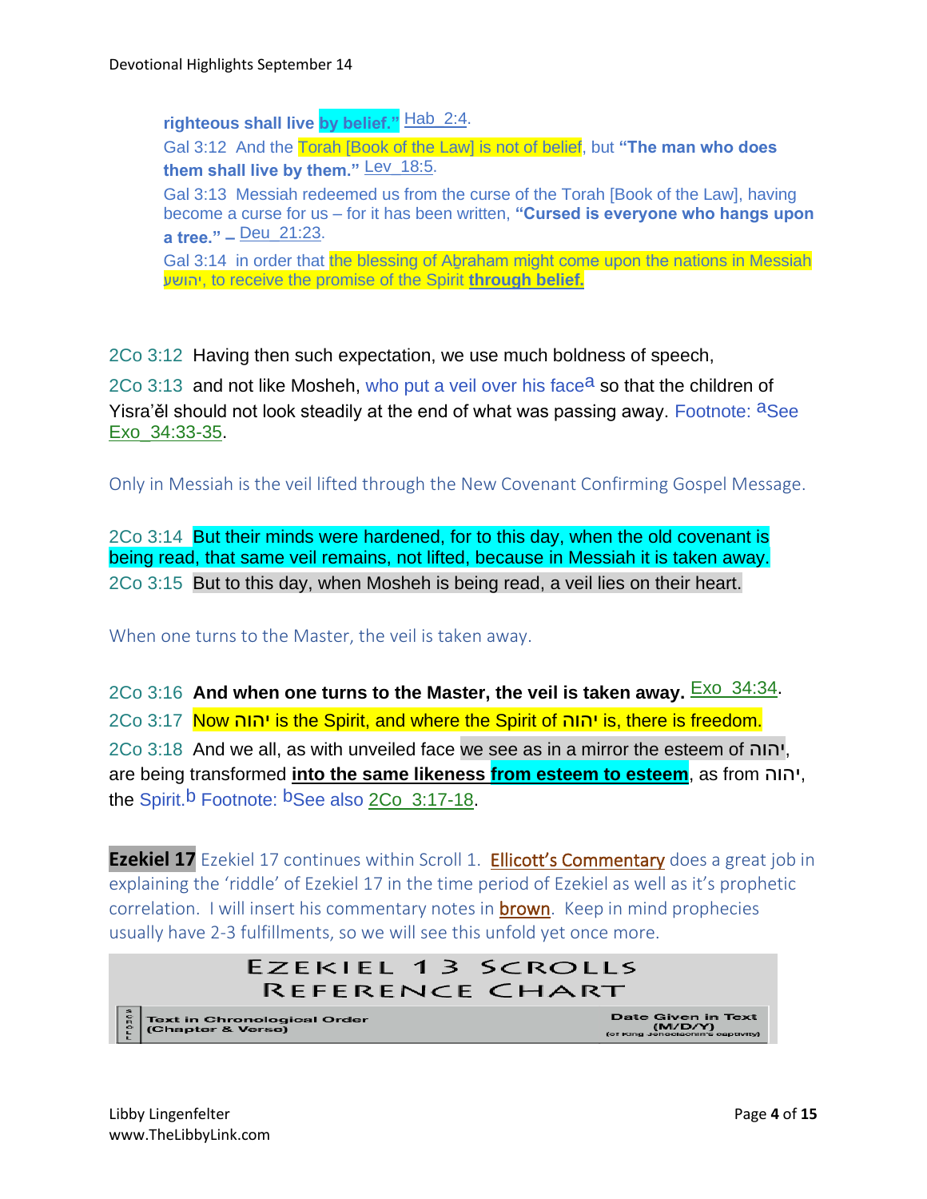**righteous shall live by belief."** Hab_2:4.

Gal 3:12 And the Torah [Book of the Law] is not of belief, but **"The man who does them shall live by them."** Lev_18:5.

Gal 3:13 Messiah redeemed us from the curse of the Torah [Book of the Law], having become a curse for us – for it has been written, **"Cursed is everyone who hangs upon a tree." –** Deu_21:23.

Gal 3:14 in order that the blessing of Aḇraham might come upon the nations in Messiah יהושע, to receive the promise of the Spirit **through belief.**

2Co 3:12 Having then such expectation, we use much boldness of speech,

2Co 3:13 and not like Mosheh, who put a veil over his face[a] so that the children of Yisra'ěl should not look steadily at the end of what was passing away. Footnote: [a]See Exo_34:33-35.

Only in Messiah is the veil lifted through the New Covenant Confirming Gospel Message.

2Co 3:14 But their minds were hardened, for to this day, when the old covenant is being read, that same veil remains, not lifted, because in Messiah it is taken away.

2Co 3:15 But to this day, when Mosheh is being read, a veil lies on their heart.

When one turns to the Master, the veil is taken away.

2Co 3:16 **And when one turns to the Master, the veil is taken away.** Exo_34:34.

2Co 3:17 Now יהוה is the Spirit, and where the Spirit of יהוה is, there is freedom.

2Co 3:18 And we all, as with unveiled face we see as in a mirror the esteem of יהוה, are being transformed **into the same likeness from esteem to esteem**, as from יהוה, the Spirit.[b] Footnote: [b]See also 2Co_3:17-18.

**Ezekiel 17** Ezekiel 17 continues within Scroll 1. Ellicott's Commentary does a great job in explaining the 'riddle' of Ezekiel 17 in the time period of Ezekiel as well as it's prophetic correlation. I will insert his commentary notes in brown. Keep in mind prophecies usually have 2-3 fulfillments, so we will see this unfold yet once more.

**EZEKIEL 13 SCROLLS REFERENCE CHART**

| Scroll | Text in Chronological Order (Chapter & Verse) | Date Given in Text (M/D/Y) (of King Jehoiachin's captivity) |
|---|---|---|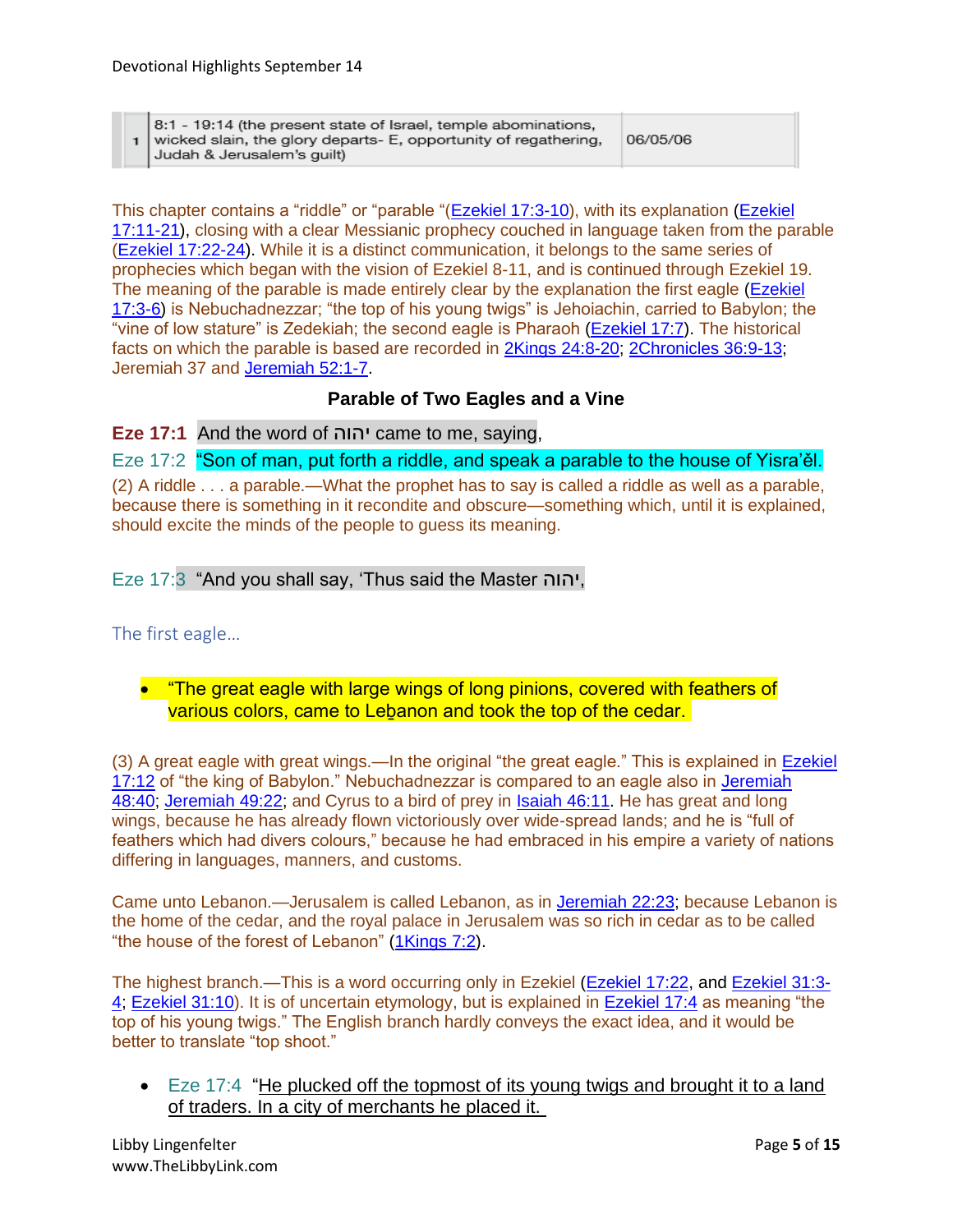| | | |
|---|---|---|
| 1 | 8:1 - 19:14 (the present state of Israel, temple abominations, wicked slain, the glory departs- E, opportunity of regathering, Judah & Jerusalem's guilt) | 06/05/06 |

This chapter contains a "riddle" or "parable "(Ezekiel 17:3-10), with its explanation (Ezekiel 17:11-21), closing with a clear Messianic prophecy couched in language taken from the parable (Ezekiel 17:22-24). While it is a distinct communication, it belongs to the same series of prophecies which began with the vision of Ezekiel 8-11, and is continued through Ezekiel 19. The meaning of the parable is made entirely clear by the explanation the first eagle (Ezekiel 17:3-6) is Nebuchadnezzar; "the top of his young twigs" is Jehoiachin, carried to Babylon; the "vine of low stature" is Zedekiah; the second eagle is Pharaoh (Ezekiel 17:7). The historical facts on which the parable is based are recorded in 2Kings 24:8-20; 2Chronicles 36:9-13; Jeremiah 37 and Jeremiah 52:1-7.

### Parable of Two Eagles and a Vine

**Eze 17:1** And the word of יהוה came to me, saying,

Eze 17:2 "Son of man, put forth a riddle, and speak a parable to the house of Yisra'ěl.

(2) A riddle . . . a parable.—What the prophet has to say is called a riddle as well as a parable, because there is something in it recondite and obscure—something which, until it is explained, should excite the minds of the people to guess its meaning.

Eze 17:3 "And you shall say, 'Thus said the Master יהוה,

The first eagle…

- "The great eagle with large wings of long pinions, covered with feathers of various colors, came to Leḇanon and took the top of the cedar.

(3) A great eagle with great wings.—In the original "the great eagle." This is explained in Ezekiel 17:12 of "the king of Babylon." Nebuchadnezzar is compared to an eagle also in Jeremiah 48:40; Jeremiah 49:22; and Cyrus to a bird of prey in Isaiah 46:11. He has great and long wings, because he has already flown victoriously over wide-spread lands; and he is "full of feathers which had divers colours," because he had embraced in his empire a variety of nations differing in languages, manners, and customs.

Came unto Lebanon.—Jerusalem is called Lebanon, as in Jeremiah 22:23; because Lebanon is the home of the cedar, and the royal palace in Jerusalem was so rich in cedar as to be called "the house of the forest of Lebanon" (1Kings 7:2).

The highest branch.—This is a word occurring only in Ezekiel (Ezekiel 17:22, and Ezekiel 31:3-4; Ezekiel 31:10). It is of uncertain etymology, but is explained in Ezekiel 17:4 as meaning "the top of his young twigs." The English branch hardly conveys the exact idea, and it would be better to translate "top shoot."

- Eze 17:4 "He plucked off the topmost of its young twigs and brought it to a land of traders. In a city of merchants he placed it.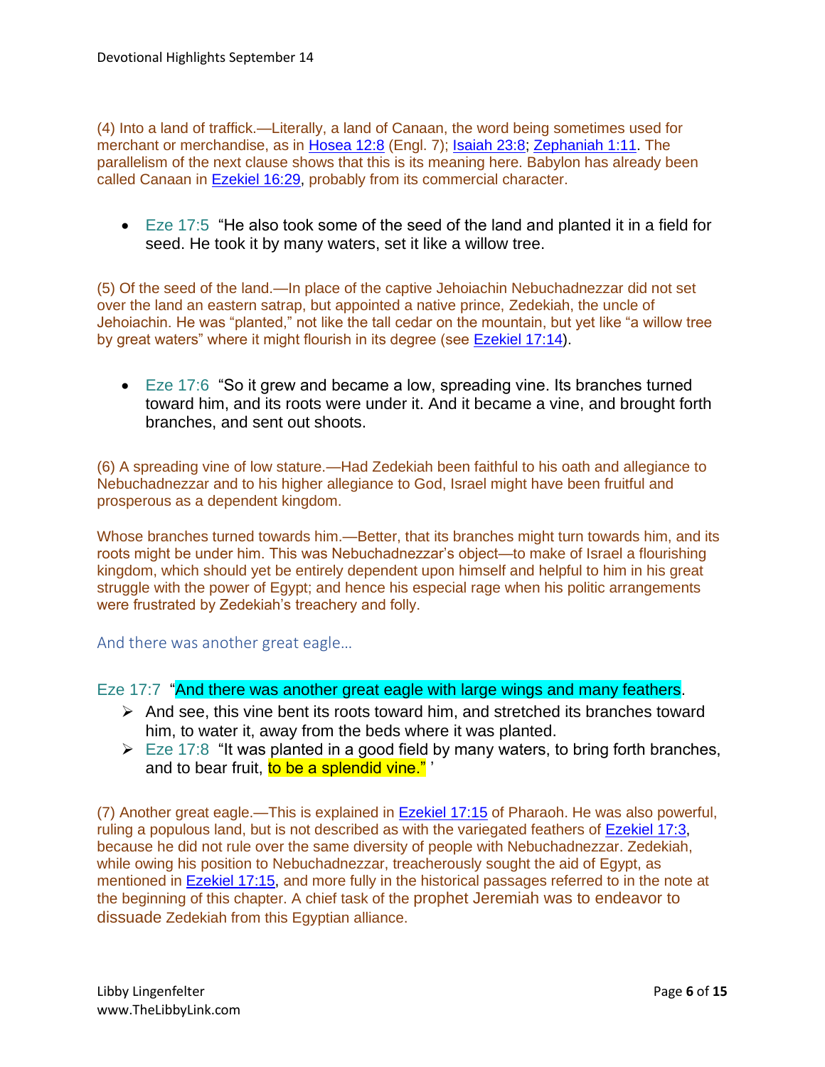(4) Into a land of traffick.—Literally, a land of Canaan, the word being sometimes used for merchant or merchandise, as in Hosea 12:8 (Engl. 7); Isaiah 23:8; Zephaniah 1:11. The parallelism of the next clause shows that this is its meaning here. Babylon has already been called Canaan in Ezekiel 16:29, probably from its commercial character.

- Eze 17:5 "He also took some of the seed of the land and planted it in a field for seed. He took it by many waters, set it like a willow tree.

(5) Of the seed of the land.—In place of the captive Jehoiachin Nebuchadnezzar did not set over the land an eastern satrap, but appointed a native prince, Zedekiah, the uncle of Jehoiachin. He was "planted," not like the tall cedar on the mountain, but yet like "a willow tree by great waters" where it might flourish in its degree (see Ezekiel 17:14).

- Eze 17:6 "So it grew and became a low, spreading vine. Its branches turned toward him, and its roots were under it. And it became a vine, and brought forth branches, and sent out shoots.

(6) A spreading vine of low stature.—Had Zedekiah been faithful to his oath and allegiance to Nebuchadnezzar and to his higher allegiance to God, Israel might have been fruitful and prosperous as a dependent kingdom.

Whose branches turned towards him.—Better, that its branches might turn towards him, and its roots might be under him. This was Nebuchadnezzar's object—to make of Israel a flourishing kingdom, which should yet be entirely dependent upon himself and helpful to him in his great struggle with the power of Egypt; and hence his especial rage when his politic arrangements were frustrated by Zedekiah's treachery and folly.

## And there was another great eagle…

Eze 17:7 "And there was another great eagle with large wings and many feathers.

- And see, this vine bent its roots toward him, and stretched its branches toward him, to water it, away from the beds where it was planted.
- Eze 17:8 "It was planted in a good field by many waters, to bring forth branches, and to bear fruit, to be a splendid vine." '

(7) Another great eagle.—This is explained in Ezekiel 17:15 of Pharaoh. He was also powerful, ruling a populous land, but is not described as with the variegated feathers of Ezekiel 17:3, because he did not rule over the same diversity of people with Nebuchadnezzar. Zedekiah, while owing his position to Nebuchadnezzar, treacherously sought the aid of Egypt, as mentioned in Ezekiel 17:15, and more fully in the historical passages referred to in the note at the beginning of this chapter. A chief task of the prophet Jeremiah was to endeavor to dissuade Zedekiah from this Egyptian alliance.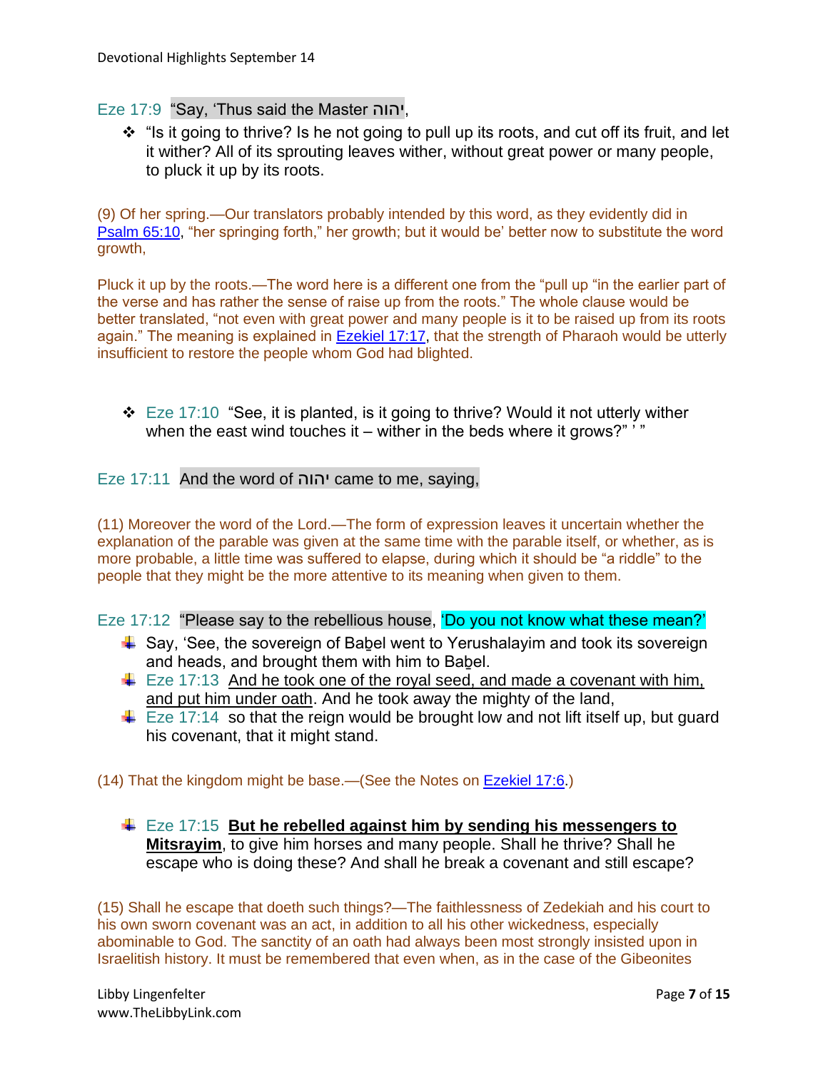Eze 17:9 "Say, 'Thus said the Master יהוה,

- "Is it going to thrive? Is he not going to pull up its roots, and cut off its fruit, and let it wither? All of its sprouting leaves wither, without great power or many people, to pluck it up by its roots.

(9) Of her spring.—Our translators probably intended by this word, as they evidently did in [Psalm 65:10](), "her springing forth," her growth; but it would be' better now to substitute the word growth,

Pluck it up by the roots.—The word here is a different one from the "pull up "in the earlier part of the verse and has rather the sense of raise up from the roots." The whole clause would be better translated, "not even with great power and many people is it to be raised up from its roots again." The meaning is explained in [Ezekiel 17:17](), that the strength of Pharaoh would be utterly insufficient to restore the people whom God had blighted.

- Eze 17:10 "See, it is planted, is it going to thrive? Would it not utterly wither when the east wind touches it – wither in the beds where it grows?" ' "

Eze 17:11 And the word of יהוה came to me, saying,

(11) Moreover the word of the Lord.—The form of expression leaves it uncertain whether the explanation of the parable was given at the same time with the parable itself, or whether, as is more probable, a little time was suffered to elapse, during which it should be "a riddle" to the people that they might be the more attentive to its meaning when given to them.

Eze 17:12 "Please say to the rebellious house, 'Do you not know what these mean?'

- Say, 'See, the sovereign of Baḇel went to Yerushalayim and took its sovereign and heads, and brought them with him to Baḇel.
- Eze 17:13 <u>And he took one of the royal seed, and made a covenant with him, and put him under oath</u>. And he took away the mighty of the land,
- Eze 17:14 so that the reign would be brought low and not lift itself up, but guard his covenant, that it might stand.

(14) That the kingdom might be base.—(See the Notes on [Ezekiel 17:6]().)

- Eze 17:15 **<u>But he rebelled against him by sending his messengers to Mitsrayim</u>**, to give him horses and many people. Shall he thrive? Shall he escape who is doing these? And shall he break a covenant and still escape?

(15) Shall he escape that doeth such things?—The faithlessness of Zedekiah and his court to his own sworn covenant was an act, in addition to all his other wickedness, especially abominable to God. The sanctity of an oath had always been most strongly insisted upon in Israelitish history. It must be remembered that even when, as in the case of the Gibeonites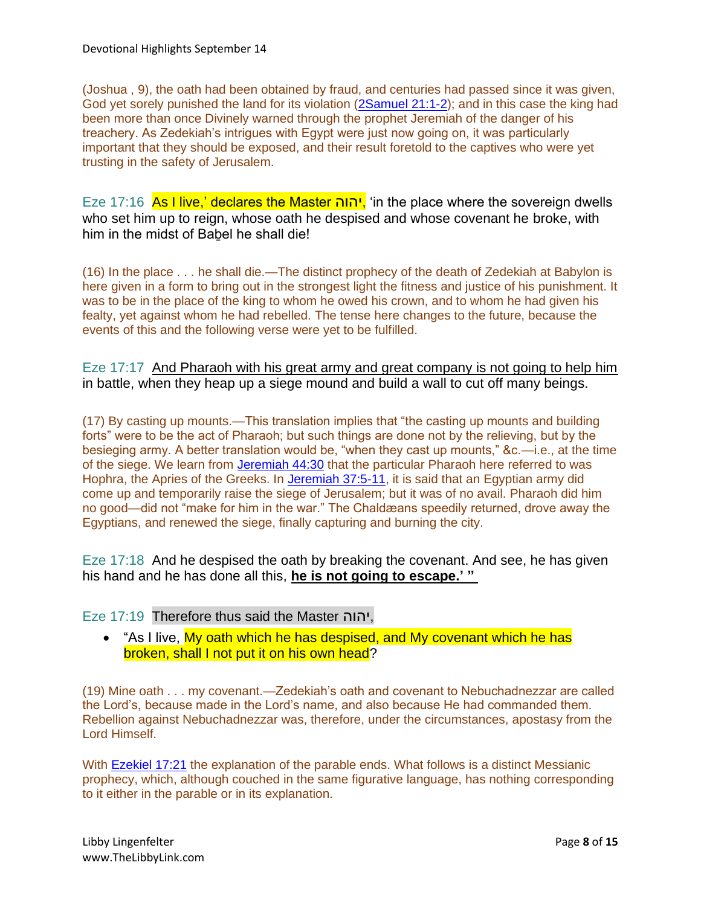(Joshua , 9), the oath had been obtained by fraud, and centuries had passed since it was given, God yet sorely punished the land for its violation (2Samuel 21:1-2); and in this case the king had been more than once Divinely warned through the prophet Jeremiah of the danger of his treachery. As Zedekiah's intrigues with Egypt were just now going on, it was particularly important that they should be exposed, and their result foretold to the captives who were yet trusting in the safety of Jerusalem.

Eze 17:16 As I live,' declares the Master יהוה, 'in the place where the sovereign dwells who set him up to reign, whose oath he despised and whose covenant he broke, with him in the midst of Baḇel he shall die!

(16) In the place . . . he shall die.—The distinct prophecy of the death of Zedekiah at Babylon is here given in a form to bring out in the strongest light the fitness and justice of his punishment. It was to be in the place of the king to whom he owed his crown, and to whom he had given his fealty, yet against whom he had rebelled. The tense here changes to the future, because the events of this and the following verse were yet to be fulfilled.

Eze 17:17 And Pharaoh with his great army and great company is not going to help him in battle, when they heap up a siege mound and build a wall to cut off many beings.

(17) By casting up mounts.—This translation implies that "the casting up mounts and building forts" were to be the act of Pharaoh; but such things are done not by the relieving, but by the besieging army. A better translation would be, "when they cast up mounts," &c.—i.e., at the time of the siege. We learn from Jeremiah 44:30 that the particular Pharaoh here referred to was Hophra, the Apries of the Greeks. In Jeremiah 37:5-11, it is said that an Egyptian army did come up and temporarily raise the siege of Jerusalem; but it was of no avail. Pharaoh did him no good—did not "make for him in the war." The Chaldæans speedily returned, drove away the Egyptians, and renewed the siege, finally capturing and burning the city.

Eze 17:18 And he despised the oath by breaking the covenant. And see, he has given his hand and he has done all this, **he is not going to escape.' "**

Eze 17:19 Therefore thus said the Master יהוה,

- "As I live, My oath which he has despised, and My covenant which he has broken, shall I not put it on his own head?

(19) Mine oath . . . my covenant.—Zedekiah's oath and covenant to Nebuchadnezzar are called the Lord's, because made in the Lord's name, and also because He had commanded them. Rebellion against Nebuchadnezzar was, therefore, under the circumstances, apostasy from the Lord Himself.

With Ezekiel 17:21 the explanation of the parable ends. What follows is a distinct Messianic prophecy, which, although couched in the same figurative language, has nothing corresponding to it either in the parable or in its explanation.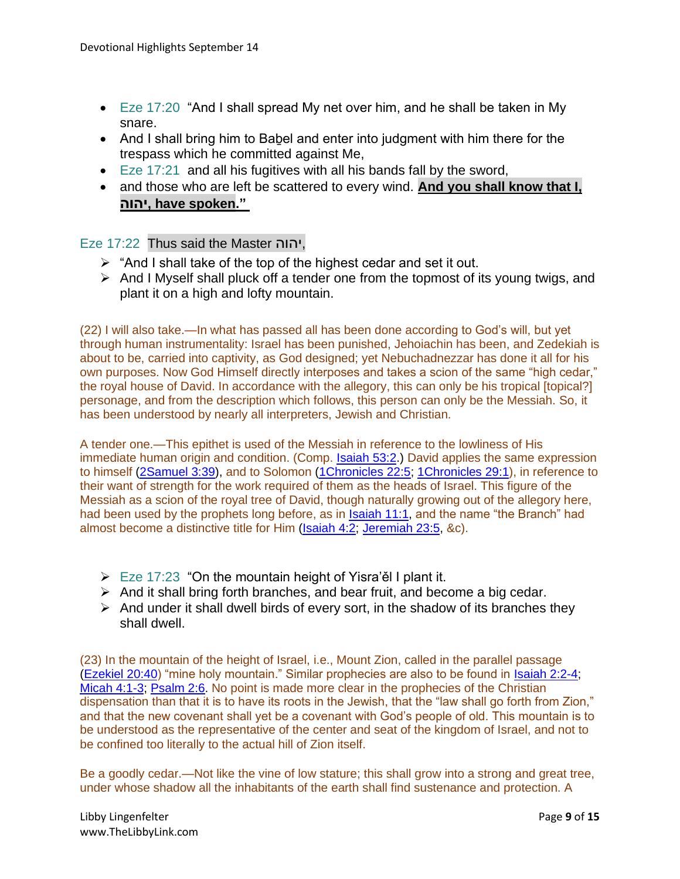- Eze 17:20 “And I shall spread My net over him, and he shall be taken in My snare.
- And I shall bring him to Baḇel and enter into judgment with him there for the trespass which he committed against Me,
- Eze 17:21 and all his fugitives with all his bands fall by the sword,
- and those who are left be scattered to every wind. **And you shall know that I, יהוה, have spoken.”**

Eze 17:22 Thus said the Master יהוה,

- “And I shall take of the top of the highest cedar and set it out.
- And I Myself shall pluck off a tender one from the topmost of its young twigs, and plant it on a high and lofty mountain.

(22) I will also take.—In what has passed all has been done according to God’s will, but yet through human instrumentality: Israel has been punished, Jehoiachin has been, and Zedekiah is about to be, carried into captivity, as God designed; yet Nebuchadnezzar has done it all for his own purposes. Now God Himself directly interposes and takes a scion of the same “high cedar,” the royal house of David. In accordance with the allegory, this can only be his tropical [topical?] personage, and from the description which follows, this person can only be the Messiah. So, it has been understood by nearly all interpreters, Jewish and Christian.

A tender one.—This epithet is used of the Messiah in reference to the lowliness of His immediate human origin and condition. (Comp. Isaiah 53:2.) David applies the same expression to himself (2Samuel 3:39), and to Solomon (1Chronicles 22:5; 1Chronicles 29:1), in reference to their want of strength for the work required of them as the heads of Israel. This figure of the Messiah as a scion of the royal tree of David, though naturally growing out of the allegory here, had been used by the prophets long before, as in Isaiah 11:1, and the name “the Branch” had almost become a distinctive title for Him (Isaiah 4:2; Jeremiah 23:5, &c).

- Eze 17:23 “On the mountain height of Yisra’ěl I plant it.
- And it shall bring forth branches, and bear fruit, and become a big cedar.
- And under it shall dwell birds of every sort, in the shadow of its branches they shall dwell.

(23) In the mountain of the height of Israel, i.e., Mount Zion, called in the parallel passage (Ezekiel 20:40) “mine holy mountain.” Similar prophecies are also to be found in Isaiah 2:2-4; Micah 4:1-3; Psalm 2:6. No point is made more clear in the prophecies of the Christian dispensation than that it is to have its roots in the Jewish, that the “law shall go forth from Zion,” and that the new covenant shall yet be a covenant with God’s people of old. This mountain is to be understood as the representative of the center and seat of the kingdom of Israel, and not to be confined too literally to the actual hill of Zion itself.

Be a goodly cedar.—Not like the vine of low stature; this shall grow into a strong and great tree, under whose shadow all the inhabitants of the earth shall find sustenance and protection. A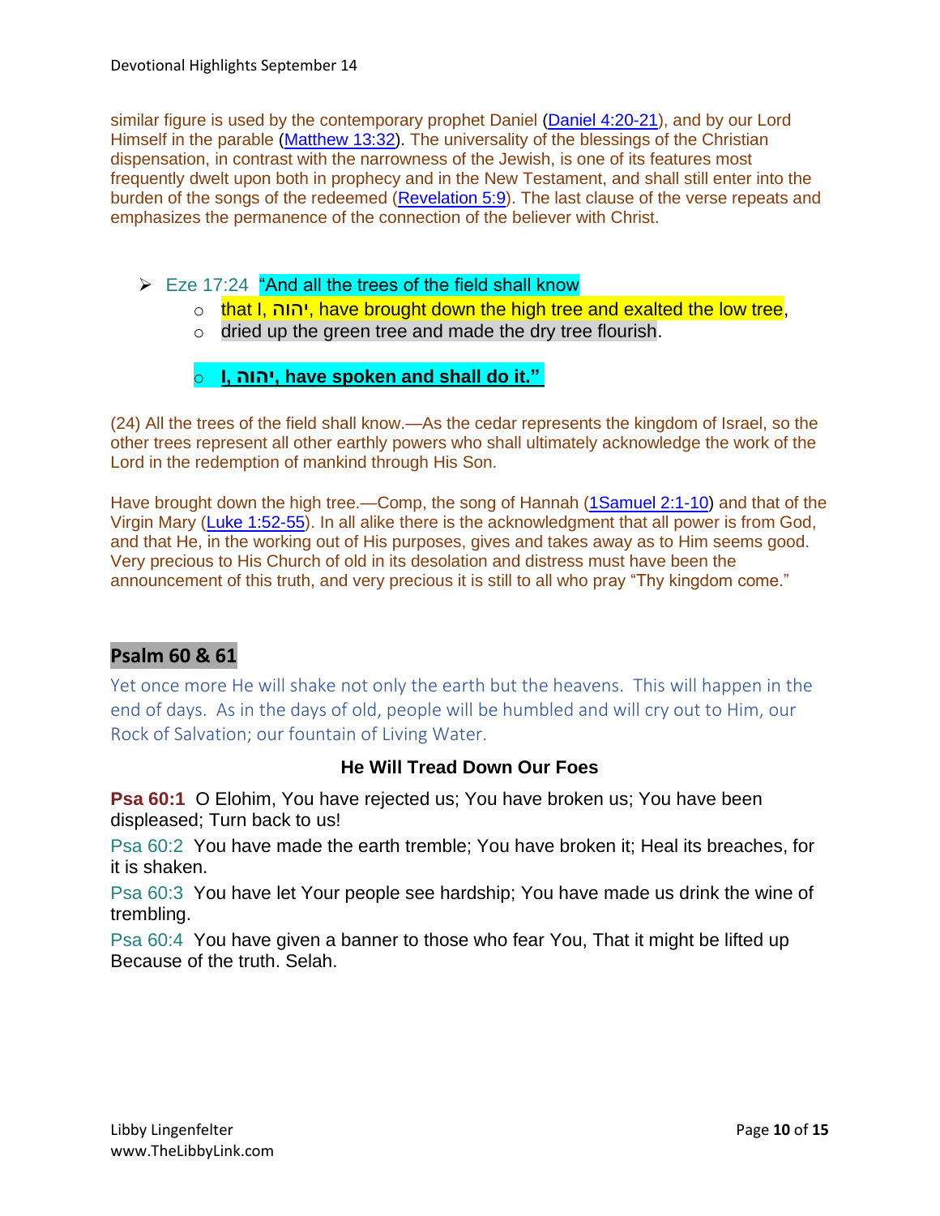similar figure is used by the contemporary prophet Daniel (Daniel 4:20-21), and by our Lord Himself in the parable (Matthew 13:32). The universality of the blessings of the Christian dispensation, in contrast with the narrowness of the Jewish, is one of its features most frequently dwelt upon both in prophecy and in the New Testament, and shall still enter into the burden of the songs of the redeemed (Revelation 5:9). The last clause of the verse repeats and emphasizes the permanence of the connection of the believer with Christ.

- Eze 17:24 "And all the trees of the field shall know
    - that I, יהוה, have brought down the high tree and exalted the low tree,
    - dried up the green tree and made the dry tree flourish.
    - **I, יהוה, have spoken and shall do it."**

(24) All the trees of the field shall know.—As the cedar represents the kingdom of Israel, so the other trees represent all other earthly powers who shall ultimately acknowledge the work of the Lord in the redemption of mankind through His Son.

Have brought down the high tree.—Comp, the song of Hannah (1Samuel 2:1-10) and that of the Virgin Mary (Luke 1:52-55). In all alike there is the acknowledgment that all power is from God, and that He, in the working out of His purposes, gives and takes away as to Him seems good. Very precious to His Church of old in its desolation and distress must have been the announcement of this truth, and very precious it is still to all who pray "Thy kingdom come."

## Psalm 60 & 61

Yet once more He will shake not only the earth but the heavens. This will happen in the end of days. As in the days of old, people will be humbled and will cry out to Him, our Rock of Salvation; our fountain of Living Water.

### He Will Tread Down Our Foes

**Psa 60:1** O Elohim, You have rejected us; You have broken us; You have been displeased; Turn back to us!

Psa 60:2 You have made the earth tremble; You have broken it; Heal its breaches, for it is shaken.

Psa 60:3 You have let Your people see hardship; You have made us drink the wine of trembling.

Psa 60:4 You have given a banner to those who fear You, That it might be lifted up Because of the truth. Selah.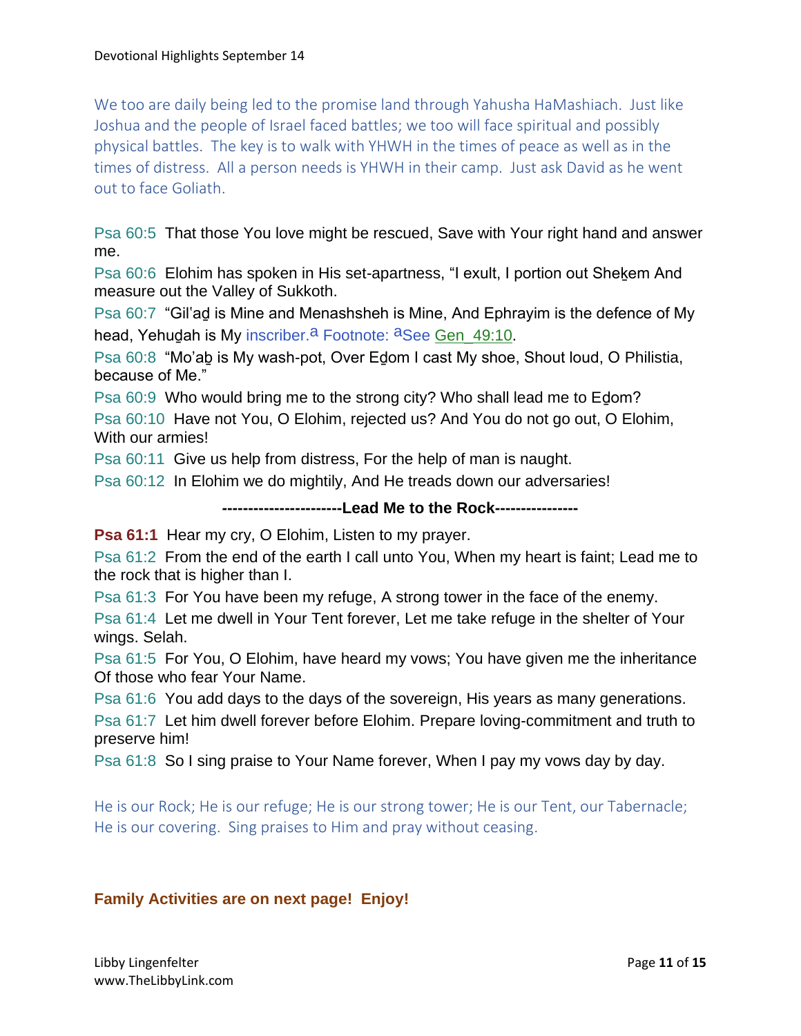We too are daily being led to the promise land through Yahusha HaMashiach. Just like Joshua and the people of Israel faced battles; we too will face spiritual and possibly physical battles. The key is to walk with YHWH in the times of peace as well as in the times of distress. All a person needs is YHWH in their camp. Just ask David as he went out to face Goliath.

Psa 60:5 That those You love might be rescued, Save with Your right hand and answer me.

Psa 60:6 Elohim has spoken in His set-apartness, "I exult, I portion out Sheḵem And measure out the Valley of Sukkoth.

Psa 60:7 "Gil'aḏ is Mine and Menashsheh is Mine, And Ephrayim is the defence of My head, Yehuḏah is My inscriber.[a] Footnote: [a]See Gen_49:10.

Psa 60:8 "Mo'aḇ is My wash-pot, Over Eḏom I cast My shoe, Shout loud, O Philistia, because of Me."

Psa 60:9 Who would bring me to the strong city? Who shall lead me to Eḏom?

Psa 60:10 Have not You, O Elohim, rejected us? And You do not go out, O Elohim, With our armies!

Psa 60:11 Give us help from distress, For the help of man is naught.

Psa 60:12 In Elohim we do mightily, And He treads down our adversaries!

**----------------------Lead Me to the Rock----------------**

**Psa 61:1** Hear my cry, O Elohim, Listen to my prayer.

Psa 61:2 From the end of the earth I call unto You, When my heart is faint; Lead me to the rock that is higher than I.

Psa 61:3 For You have been my refuge, A strong tower in the face of the enemy.

Psa 61:4 Let me dwell in Your Tent forever, Let me take refuge in the shelter of Your wings. Selah.

Psa 61:5 For You, O Elohim, have heard my vows; You have given me the inheritance Of those who fear Your Name.

Psa 61:6 You add days to the days of the sovereign, His years as many generations.

Psa 61:7 Let him dwell forever before Elohim. Prepare loving-commitment and truth to preserve him!

Psa 61:8 So I sing praise to Your Name forever, When I pay my vows day by day.

He is our Rock; He is our refuge; He is our strong tower; He is our Tent, our Tabernacle; He is our covering. Sing praises to Him and pray without ceasing.

**Family Activities are on next page! Enjoy!**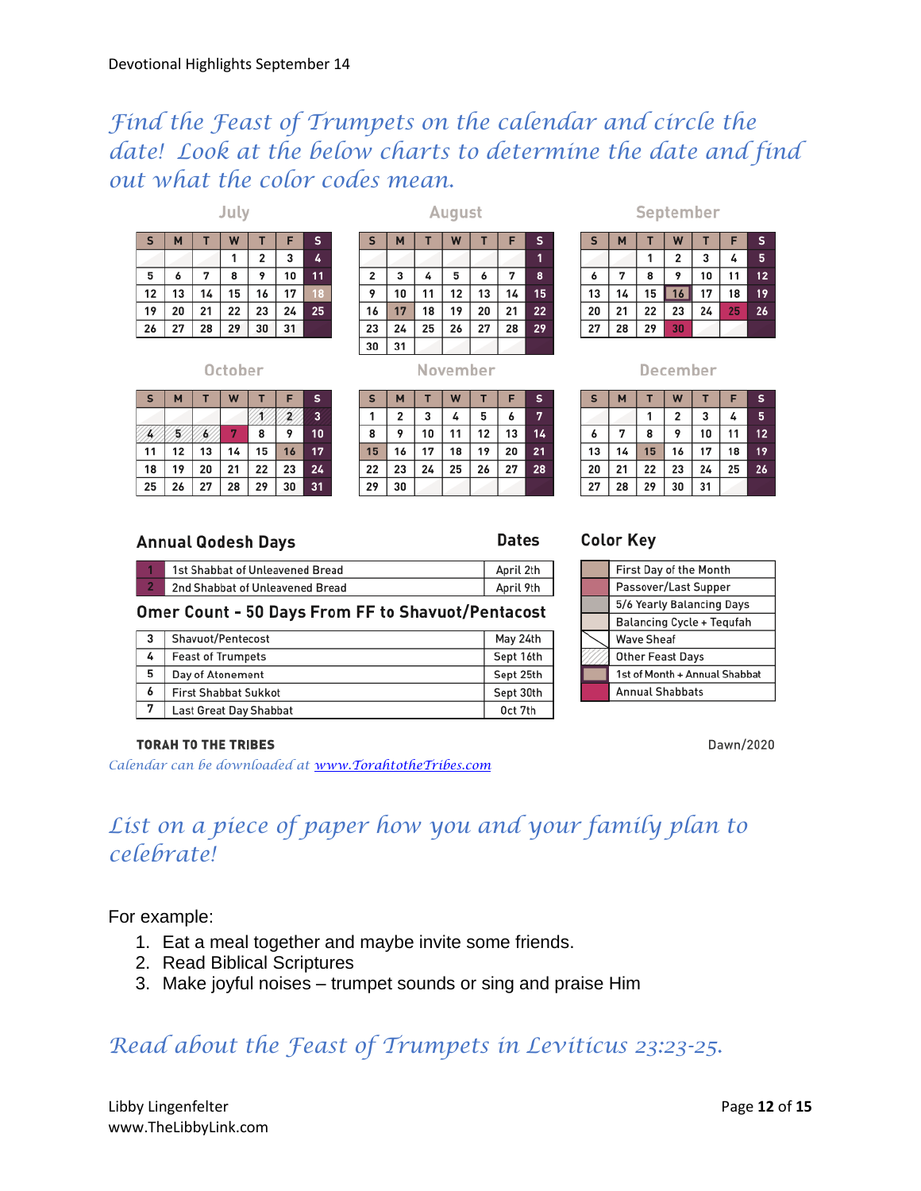Devotional Highlights September 14

*Find the Feast of Trumpets on the calendar and circle the date! Look at the below charts to determine the date and find out what the color codes mean.*

**July**

| S | M | T | W | T | F | S |
|---|---|---|---|---|---|---|
| | | | 1 | 2 | 3 | 4 |
| 5 | 6 | 7 | 8 | 9 | 10 | 11 |
| 12 | 13 | 14 | 15 | 16 | 17 | 18 |
| 19 | 20 | 21 | 22 | 23 | 24 | 25 |
| 26 | 27 | 28 | 29 | 30 | 31 | |

**August**

| S | M | T | W | T | F | S |
|---|---|---|---|---|---|---|
| | | | | | | 1 |
| 2 | 3 | 4 | 5 | 6 | 7 | 8 |
| 9 | 10 | 11 | 12 | 13 | 14 | 15 |
| 16 | 17 | 18 | 19 | 20 | 21 | 22 |
| 23 | 24 | 25 | 26 | 27 | 28 | 29 |
| 30 | 31 | | | | | |

**September**

| S | M | T | W | T | F | S |
|---|---|---|---|---|---|---|
| | | 1 | 2 | 3 | 4 | 5 |
| 6 | 7 | 8 | 9 | 10 | 11 | 12 |
| 13 | 14 | 15 | 16 | 17 | 18 | 19 |
| 20 | 21 | 22 | 23 | 24 | 25 | 26 |
| 27 | 28 | 29 | 30 | | | |

**October**

| S | M | T | W | T | F | S |
|---|---|---|---|---|---|---|
| | | | | 1 | 2 | 3 |
| 4 | 5 | 6 | 7 | 8 | 9 | 10 |
| 11 | 12 | 13 | 14 | 15 | 16 | 17 |
| 18 | 19 | 20 | 21 | 22 | 23 | 24 |
| 25 | 26 | 27 | 28 | 29 | 30 | 31 |

**November**

| S | M | T | W | T | F | S |
|---|---|---|---|---|---|---|
| 1 | 2 | 3 | 4 | 5 | 6 | 7 |
| 8 | 9 | 10 | 11 | 12 | 13 | 14 |
| 15 | 16 | 17 | 18 | 19 | 20 | 21 |
| 22 | 23 | 24 | 25 | 26 | 27 | 28 |
| 29 | 30 | | | | | |

**December**

| S | M | T | W | T | F | S |
|---|---|---|---|---|---|---|
| | | 1 | 2 | 3 | 4 | 5 |
| 6 | 7 | 8 | 9 | 10 | 11 | 12 |
| 13 | 14 | 15 | 16 | 17 | 18 | 19 |
| 20 | 21 | 22 | 23 | 24 | 25 | 26 |
| 27 | 28 | 29 | 30 | 31 | | |

**Annual Qodesh Days**

| # | Annual Qodesh Days | Dates |
|---|---|---|
| 1 | 1st Shabbat of Unleavened Bread | April 2th |
| 2 | 2nd Shabbat of Unleavened Bread | April 9th |

**Omer Count - 50 Days From FF to Shavuot/Pentacost**

| # | Day | Dates |
|---|---|---|
| 3 | Shavuot/Pentecost | May 24th |
| 4 | Feast of Trumpets | Sept 16th |
| 5 | Day of Atonement | Sept 25th |
| 6 | First Shabbat Sukkot | Sept 30th |
| 7 | Last Great Day Shabbat | Oct 7th |

**Color Key**

- First Day of the Month
- Passover/Last Supper
- 5/6 Yearly Balancing Days
- Balancing Cycle + Tequfah
- Wave Sheaf
- Other Feast Days
- 1st of Month + Annual Shabbat
- Annual Shabbats

**TORAH TO THE TRIBES** Dawn/2020

*Calendar can be downloaded at [www.TorahtotheTribes.com](http://www.TorahtotheTribes.com)*

*List on a piece of paper how you and your family plan to celebrate!*

For example:

1. Eat a meal together and maybe invite some friends.
2. Read Biblical Scriptures
3. Make joyful noises – trumpet sounds or sing and praise Him

*Read about the Feast of Trumpets in Leviticus 23:23-25.*

Libby Lingenfelter
www.TheLibbyLink.com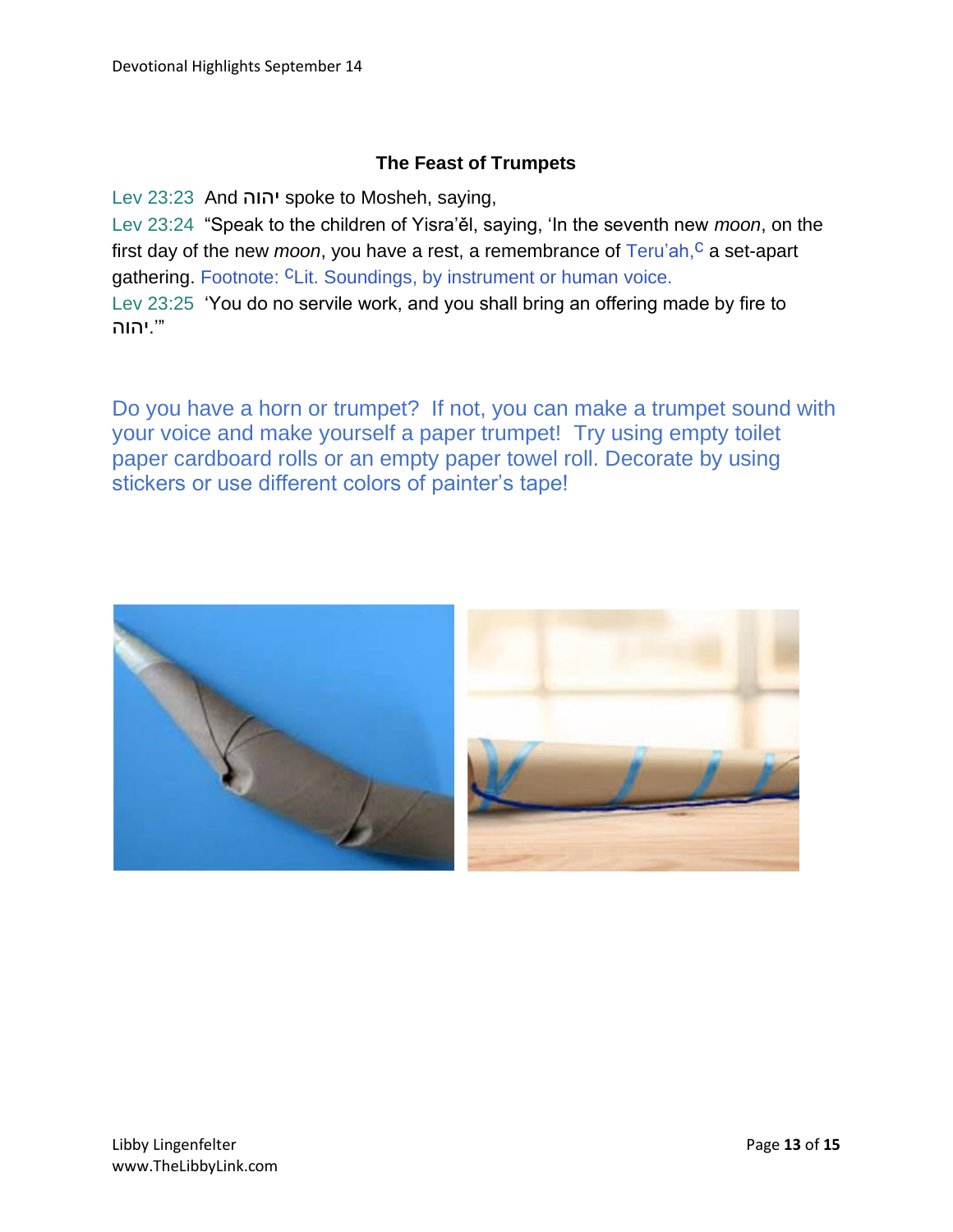### The Feast of Trumpets

Lev 23:23  And יהוה spoke to Mosheh, saying,

Lev 23:24  "Speak to the children of Yisra'ěl, saying, 'In the seventh new *moon*, on the first day of the new *moon*, you have a rest, a remembrance of Teru'ah,[c] a set-apart gathering. Footnote: [c]Lit. Soundings, by instrument or human voice.

Lev 23:25  'You do no servile work, and you shall bring an offering made by fire to יהוה.'"

Do you have a horn or trumpet? If not, you can make a trumpet sound with your voice and make yourself a paper trumpet! Try using empty toilet paper cardboard rolls or an empty paper towel roll. Decorate by using stickers or use different colors of painter's tape!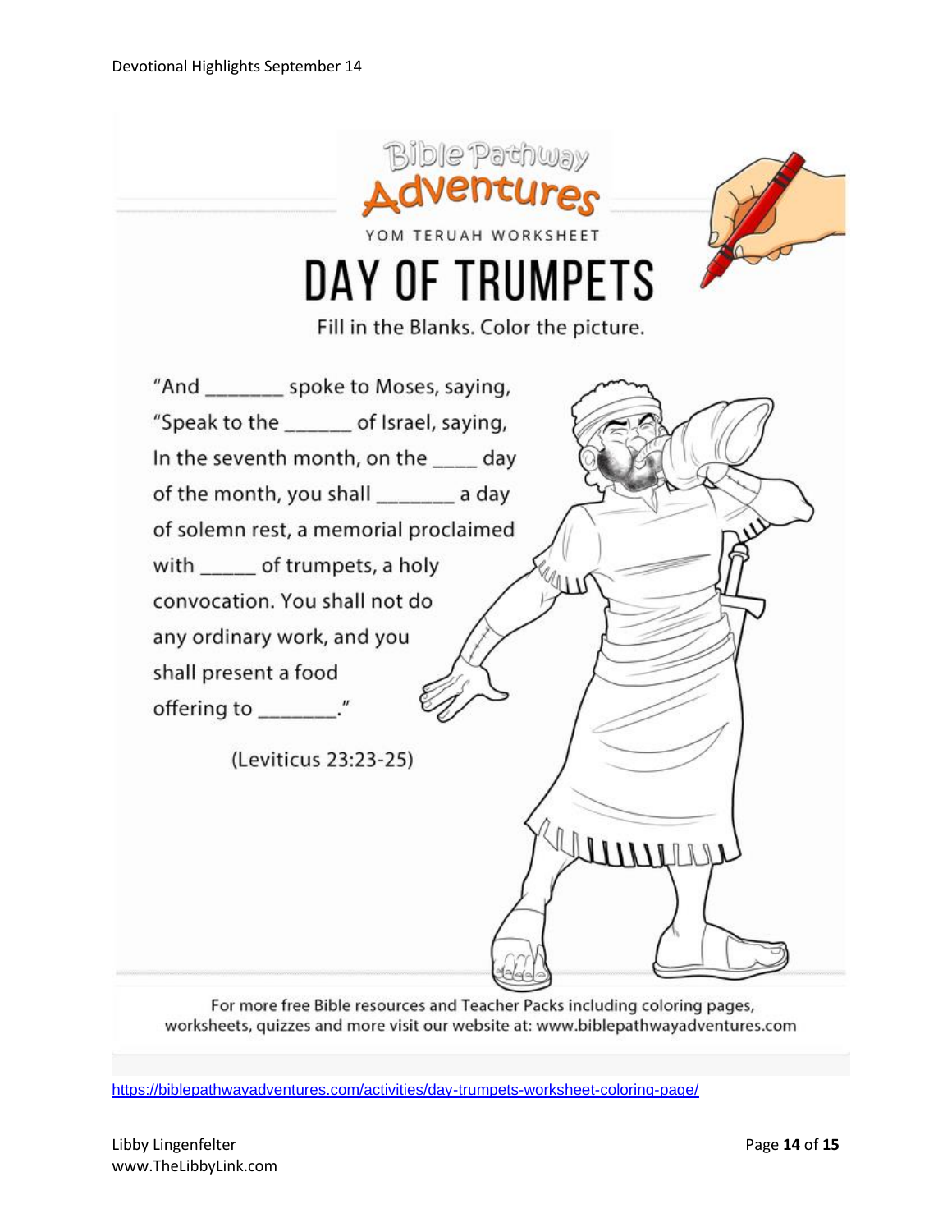Bible Pathway Adventures

YOM TERUAH WORKSHEET

# DAY OF TRUMPETS

Fill in the Blanks. Color the picture.

"And _______ spoke to Moses, saying, "Speak to the ______ of Israel, saying, In the seventh month, on the ____ day of the month, you shall _______ a day of solemn rest, a memorial proclaimed with _____ of trumpets, a holy convocation. You shall not do any ordinary work, and you shall present a food offering to _______."

(Leviticus 23:23-25)

For more free Bible resources and Teacher Packs including coloring pages, worksheets, quizzes and more visit our website at: www.biblepathwayadventures.com

https://biblepathwayadventures.com/activities/day-trumpets-worksheet-coloring-page/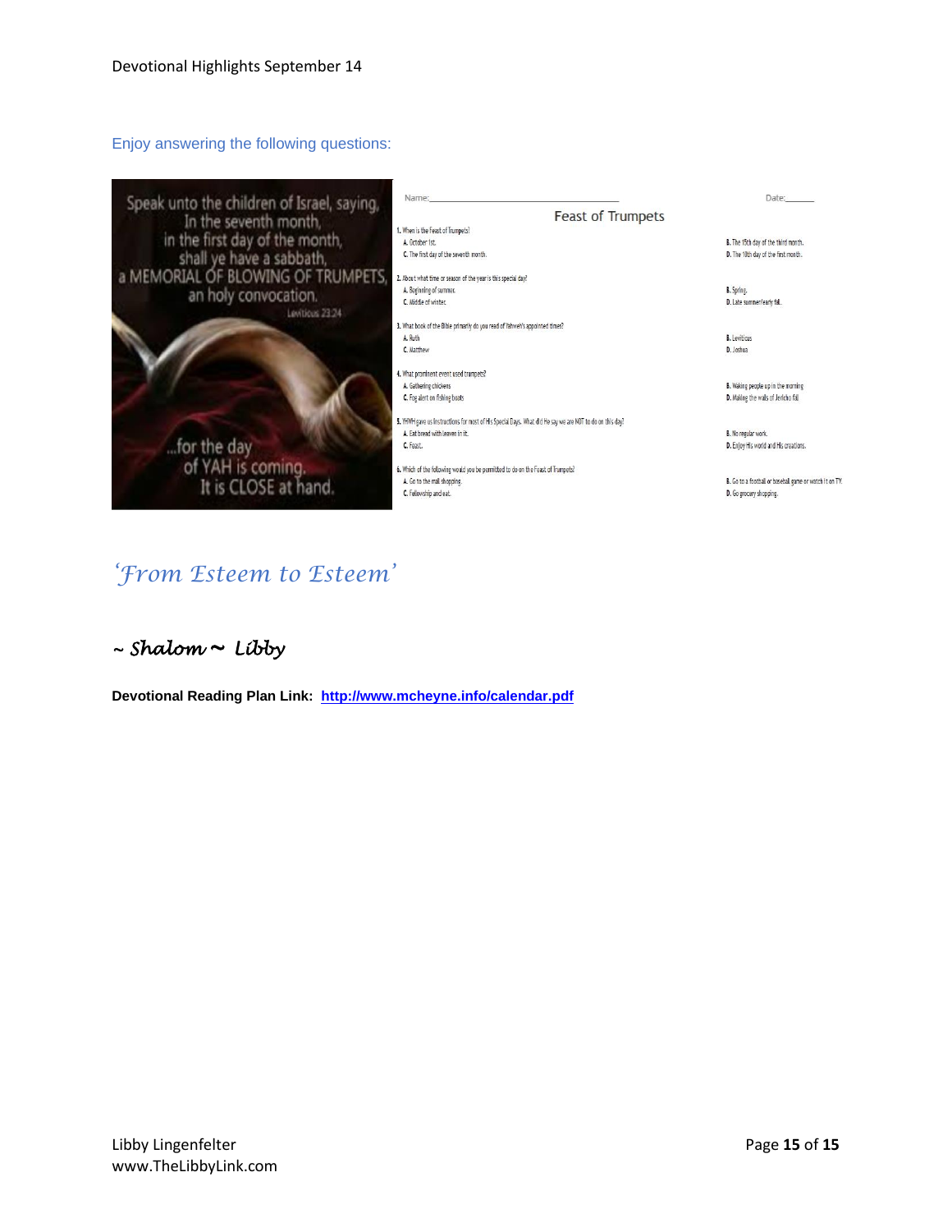Devotional Highlights September 14

Enjoy answering the following questions:

Speak unto the children of Israel, saying, In the seventh month, in the first day of the month, shall ye have a sabbath, a MEMORIAL OF BLOWING OF TRUMPETS, an holy convocation. Leviticus 23:24

...for the day of YAH is coming. It is CLOSE at hand.

Name:_______________ Date:______

Feast of Trumpets

1. When is the Feast of Trumpets?
   A. October 1st.
   B. The 15th day of the third month.
   C. The first day of the seventh month.
   D. The 10th day of the first month.

2. About what time or season of the year is this special day?
   A. Beginning of summer.
   B. Spring.
   C. Middle of winter.
   D. Late summer/early fall.

3. What book of the Bible primarily do you read of Yahweh's appointed times?
   A. Ruth
   B. Leviticus
   C. Matthew
   D. Joshua

4. What prominent event used trumpets?
   A. Gathering chickens
   B. Waking people up in the morning
   C. Fog alert on fishing boats
   D. Making the walls of Jericho fall

5. YHWH gave us Instructions for most of His Special Days. What did He say we are NOT to do on this day?
   A. Eat bread with leaven in it.
   B. No regular work.
   C. Feast.
   D. Enjoy His world and His creations.

6. Which of the following would you be permitted to do on the Feast of Trumpets?
   A. Go to the mall shopping.
   B. Go to a football or baseball game or watch it on TV.
   C. Fellowship and eat.
   D. Go grocery shopping.

*'From Esteem to Esteem'*

*~ Shalom ~ Libby*

**Devotional Reading Plan Link: [http://www.mcheyne.info/calendar.pdf](http://www.mcheyne.info/calendar.pdf)**